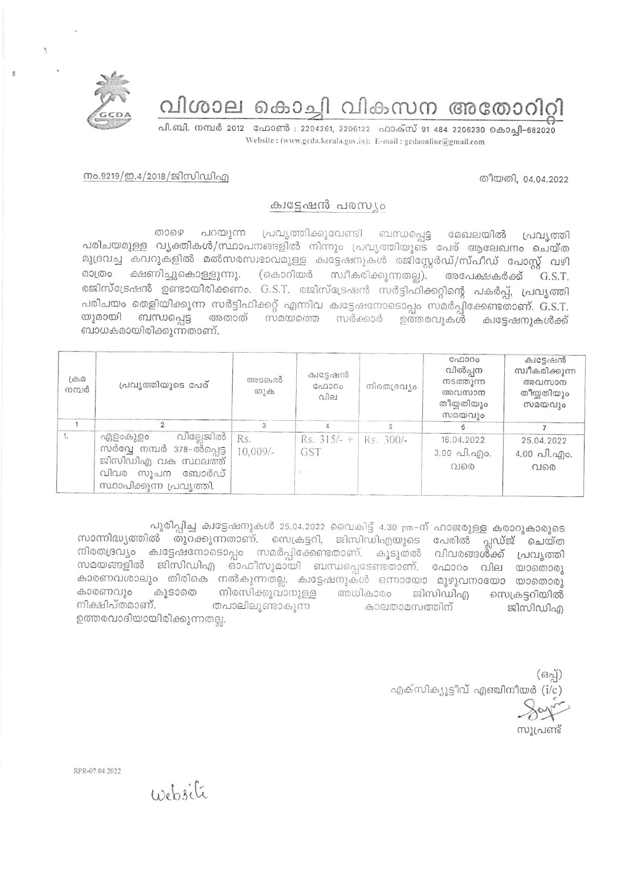# വിശാല കൊച്ചി വികസന അതോറിറ്റി

പി.ബി. നമ്പർ 2012 ഫോൺ : 2204261, 2206122 ഫാക്സ് 91 484 2206230 കൊച്ചി-682020
Website : (www.gcda.kerala.gov.in); E-mail : gcdaonline@gmail.com

നം.9219/ഇ.4/2018/ജിസിഡിഎ

തീയതി, 04.04.2022

## ക്വട്ടേഷൻ പരസ്യം

താഴെ പറയുന്ന പ്രവൃത്തിക്കുവേണ്ടി ബന്ധപ്പെട്ട മേഖലയിൽ പ്രവൃത്തി പരിചയമുള്ള വ്യക്തികൾ/സ്ഥാപനങ്ങളിൽ നിന്നും പ്രവൃത്തിയുടെ പേര് ആലേഖനം ചെയ്ത മുദ്രവച്ച കവറുകളിൽ മൽസരസ്വഭാവമുള്ള ക്വട്ടേഷനുകൾ രജിസ്റ്റേർഡ്/സ്പീഡ് പോസ്റ്റ് വഴി മാത്രം ക്ഷണിച്ചുകൊള്ളുന്നു. (കൊറിയർ സ്വീകരിക്കുന്നതല്ല). അപേക്ഷകർക്ക് G.S.T. രജിസ്ട്രേഷൻ ഉണ്ടായിരിക്കണം. G.S.T. രജിസ്ട്രേഷൻ സർട്ടിഫിക്കറ്റിന്റെ പകർപ്പ്, പ്രവൃത്തി പരിചയം തെളിയിക്കുന്ന സർട്ടിഫിക്കറ്റ് എന്നിവ ക്വട്ടേഷനോടൊപ്പം സമർപ്പിക്കേണ്ടതാണ്. G.S.T. യുമായി ബന്ധപ്പെട്ട അതാത് സമയത്തെ സർക്കാർ ഉത്തരവുകൾ ക്വട്ടേഷനുകൾക്ക് ബാധകമായിരിക്കുന്നതാണ്.

| ക്രമ നമ്പർ | പ്രവൃത്തിയുടെ പേര് | അടങ്കൽ തുക | ക്വട്ടേഷൻ ഫോറം വില | നിരതദ്രവ്യം | ഫോറം വിൽപ്പന നടത്തുന്ന അവസാന തീയ്യതിയും സമയവും | ക്വട്ടേഷൻ സ്വീകരിക്കുന്ന അവസാന തീയ്യതിയും സമയവും |
|---|---|---|---|---|---|---|
| 1 | 2 | 3 | 4 | 5 | 6 | 7 |
| 1. | എളംകുളം വില്ലേജിൽ സർവ്വേ നമ്പർ 378-ൽപ്പെട്ട ജിസിഡിഎ വക സ്ഥലത്ത് വിവര സൂചന ബോർഡ് സ്ഥാപിക്കുന്ന പ്രവൃത്തി. | Rs. 10,009/- | Rs. 315/- + GST | Rs. 300/- | 16.04.2022 3.00 പി.എം. വരെ | 25.04.2022 4.00 പി.എം. വരെ |

പൂരിപ്പിച്ച ക്വട്ടേഷനുകൾ 25.04.2022 വൈകിട്ട് 4.30 pm-ന് ഹാജരുള്ള കരാറുകാരുടെ സാന്നിദ്ധ്യത്തിൽ തുറക്കുന്നതാണ്. സെക്രട്ടറി, ജിസിഡിഎയുടെ പേരിൽ പ്ലഡ്ജ് ചെയ്ത നിരതദ്രവ്യം ക്വട്ടേഷനോടൊപ്പം സമർപ്പിക്കേണ്ടതാണ്. കൂടുതൽ വിവരങ്ങൾക്ക് പ്രവൃത്തി സമയങ്ങളിൽ ജിസിഡിഎ ഓഫീസുമായി ബന്ധപ്പെടേണ്ടതാണ്. ഫോറം വില യാതൊരു കാരണവശാലും തിരികെ നൽകുന്നതല്ല. ക്വട്ടേഷനുകൾ ഒന്നായോ മുഴുവനായോ യാതൊരു കാരണവും കൂടാതെ നിരസിക്കുവാനുള്ള അധികാരം ജിസിഡിഎ സെക്രട്ടറിയിൽ നിക്ഷിപ്തമാണ്. തപാലിലുണ്ടാകുന്ന കാലതാമസത്തിന് ജിസിഡിഎ ഉത്തരവാദിയായിരിക്കുന്നതല്ല.

(ഒപ്പ്)
എക്സിക്യൂട്ടീവ് എഞ്ചിനീയർ (i/c)

സൂപ്രണ്ട്

RPR-07.04.2022

Website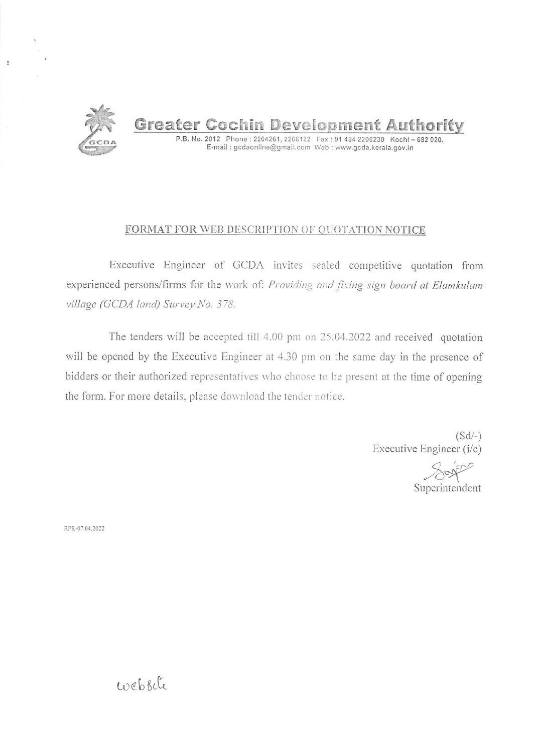**Greater Cochin Development Authority**

P.B. No. 2012 Phone : 2204261, 2206122 Fax : 91 484 2206230 Kochi – 682 020.
E-mail : gcdaonline@gmail.com Web : www.gcda.kerala.gov.in

## FORMAT FOR WEB DESCRIPTION OF QUOTATION NOTICE

Executive Engineer of GCDA invites sealed competitive quotation from experienced persons/firms for the work of: *Providing and fixing sign board at Elamkulam village (GCDA land) Survey No. 378.*

The tenders will be accepted till 4.00 pm on 25.04.2022 and received quotation will be opened by the Executive Engineer at 4.30 pm on the same day in the presence of bidders or their authorized representatives who choose to be present at the time of opening the form. For more details, please download the tender notice.

(Sd/-)
Executive Engineer (i/c)

Superintendent

RPR-07.04.2022

website